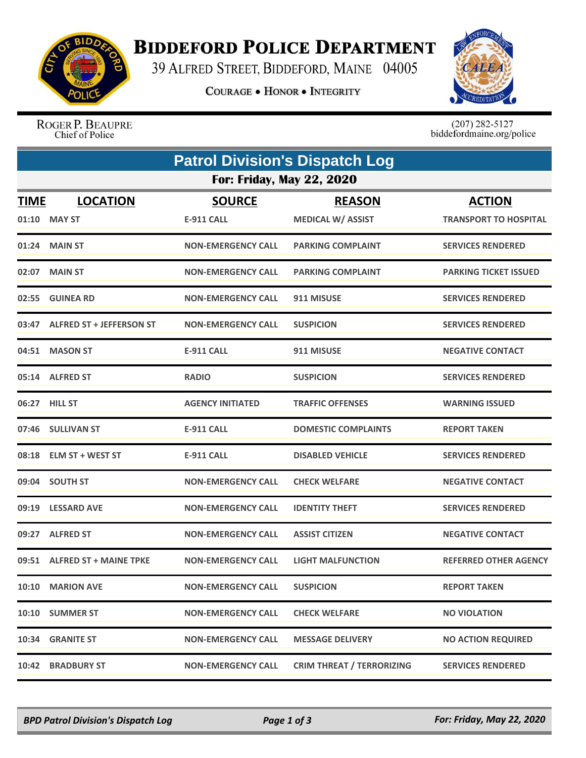# Biddeford Police Department

39 Alfred Street, Biddeford, Maine 04005

Courage • Honor • Integrity

Roger P. Beaupre
Chief of Police

(207) 282-5127
biddefordmaine.org/police

## Patrol Division's Dispatch Log

### For: Friday, May 22, 2020

| TIME | LOCATION | SOURCE | REASON | ACTION |
|---|---|---|---|---|
| 01:10 | MAY ST | E-911 CALL | MEDICAL W/ ASSIST | TRANSPORT TO HOSPITAL |
| 01:24 | MAIN ST | NON-EMERGENCY CALL | PARKING COMPLAINT | SERVICES RENDERED |
| 02:07 | MAIN ST | NON-EMERGENCY CALL | PARKING COMPLAINT | PARKING TICKET ISSUED |
| 02:55 | GUINEA RD | NON-EMERGENCY CALL | 911 MISUSE | SERVICES RENDERED |
| 03:47 | ALFRED ST + JEFFERSON ST | NON-EMERGENCY CALL | SUSPICION | SERVICES RENDERED |
| 04:51 | MASON ST | E-911 CALL | 911 MISUSE | NEGATIVE CONTACT |
| 05:14 | ALFRED ST | RADIO | SUSPICION | SERVICES RENDERED |
| 06:27 | HILL ST | AGENCY INITIATED | TRAFFIC OFFENSES | WARNING ISSUED |
| 07:46 | SULLIVAN ST | E-911 CALL | DOMESTIC COMPLAINTS | REPORT TAKEN |
| 08:18 | ELM ST + WEST ST | E-911 CALL | DISABLED VEHICLE | SERVICES RENDERED |
| 09:04 | SOUTH ST | NON-EMERGENCY CALL | CHECK WELFARE | NEGATIVE CONTACT |
| 09:19 | LESSARD AVE | NON-EMERGENCY CALL | IDENTITY THEFT | SERVICES RENDERED |
| 09:27 | ALFRED ST | NON-EMERGENCY CALL | ASSIST CITIZEN | NEGATIVE CONTACT |
| 09:51 | ALFRED ST + MAINE TPKE | NON-EMERGENCY CALL | LIGHT MALFUNCTION | REFERRED OTHER AGENCY |
| 10:10 | MARION AVE | NON-EMERGENCY CALL | SUSPICION | REPORT TAKEN |
| 10:10 | SUMMER ST | NON-EMERGENCY CALL | CHECK WELFARE | NO VIOLATION |
| 10:34 | GRANITE ST | NON-EMERGENCY CALL | MESSAGE DELIVERY | NO ACTION REQUIRED |
| 10:42 | BRADBURY ST | NON-EMERGENCY CALL | CRIM THREAT / TERRORIZING | SERVICES RENDERED |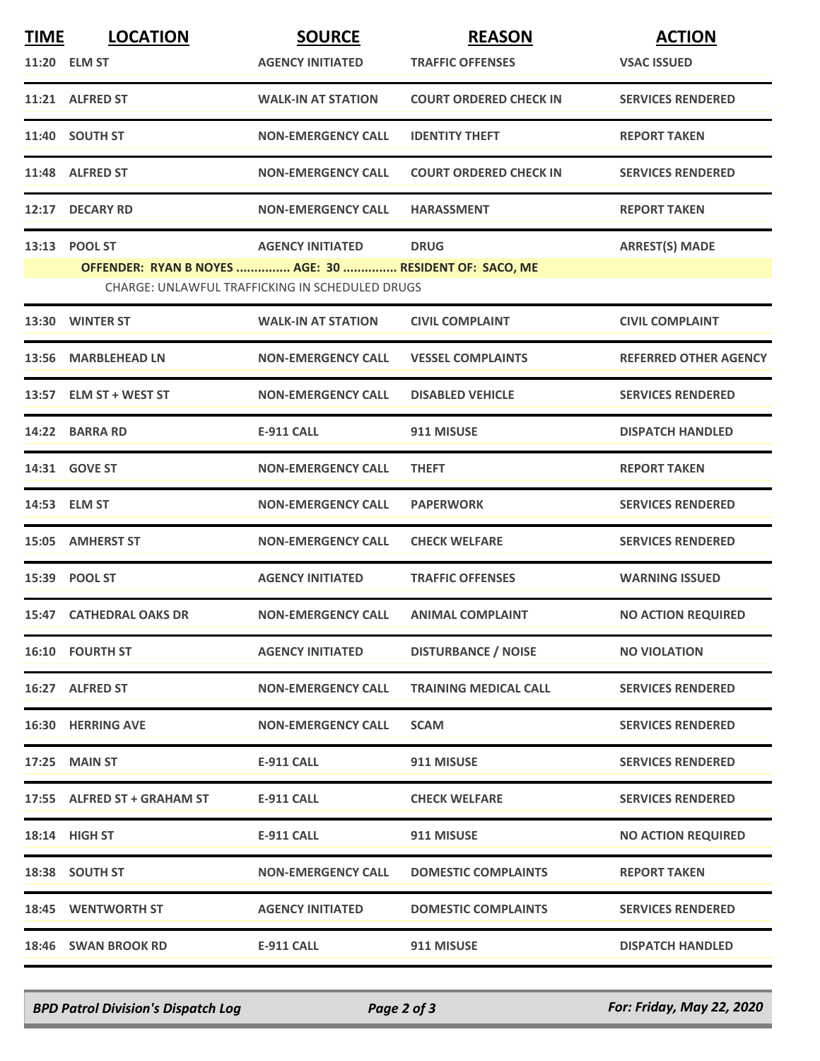| TIME | LOCATION | SOURCE | REASON | ACTION |
|---|---|---|---|---|
| 11:20 | ELM ST | AGENCY INITIATED | TRAFFIC OFFENSES | VSAC ISSUED |
| 11:21 | ALFRED ST | WALK-IN AT STATION | COURT ORDERED CHECK IN | SERVICES RENDERED |
| 11:40 | SOUTH ST | NON-EMERGENCY CALL | IDENTITY THEFT | REPORT TAKEN |
| 11:48 | ALFRED ST | NON-EMERGENCY CALL | COURT ORDERED CHECK IN | SERVICES RENDERED |
| 12:17 | DECARY RD | NON-EMERGENCY CALL | HARASSMENT | REPORT TAKEN |
| 13:13 | POOL ST | AGENCY INITIATED | DRUG | ARREST(S) MADE |
| | **OFFENDER: RYAN B NOYES ............... AGE: 30 ............... RESIDENT OF: SACO, ME** | | | |
| | CHARGE: UNLAWFUL TRAFFICKING IN SCHEDULED DRUGS | | | |
| 13:30 | WINTER ST | WALK-IN AT STATION | CIVIL COMPLAINT | CIVIL COMPLAINT |
| 13:56 | MARBLEHEAD LN | NON-EMERGENCY CALL | VESSEL COMPLAINTS | REFERRED OTHER AGENCY |
| 13:57 | ELM ST + WEST ST | NON-EMERGENCY CALL | DISABLED VEHICLE | SERVICES RENDERED |
| 14:22 | BARRA RD | E-911 CALL | 911 MISUSE | DISPATCH HANDLED |
| 14:31 | GOVE ST | NON-EMERGENCY CALL | THEFT | REPORT TAKEN |
| 14:53 | ELM ST | NON-EMERGENCY CALL | PAPERWORK | SERVICES RENDERED |
| 15:05 | AMHERST ST | NON-EMERGENCY CALL | CHECK WELFARE | SERVICES RENDERED |
| 15:39 | POOL ST | AGENCY INITIATED | TRAFFIC OFFENSES | WARNING ISSUED |
| 15:47 | CATHEDRAL OAKS DR | NON-EMERGENCY CALL | ANIMAL COMPLAINT | NO ACTION REQUIRED |
| 16:10 | FOURTH ST | AGENCY INITIATED | DISTURBANCE / NOISE | NO VIOLATION |
| 16:27 | ALFRED ST | NON-EMERGENCY CALL | TRAINING MEDICAL CALL | SERVICES RENDERED |
| 16:30 | HERRING AVE | NON-EMERGENCY CALL | SCAM | SERVICES RENDERED |
| 17:25 | MAIN ST | E-911 CALL | 911 MISUSE | SERVICES RENDERED |
| 17:55 | ALFRED ST + GRAHAM ST | E-911 CALL | CHECK WELFARE | SERVICES RENDERED |
| 18:14 | HIGH ST | E-911 CALL | 911 MISUSE | NO ACTION REQUIRED |
| 18:38 | SOUTH ST | NON-EMERGENCY CALL | DOMESTIC COMPLAINTS | REPORT TAKEN |
| 18:45 | WENTWORTH ST | AGENCY INITIATED | DOMESTIC COMPLAINTS | SERVICES RENDERED |
| 18:46 | SWAN BROOK RD | E-911 CALL | 911 MISUSE | DISPATCH HANDLED |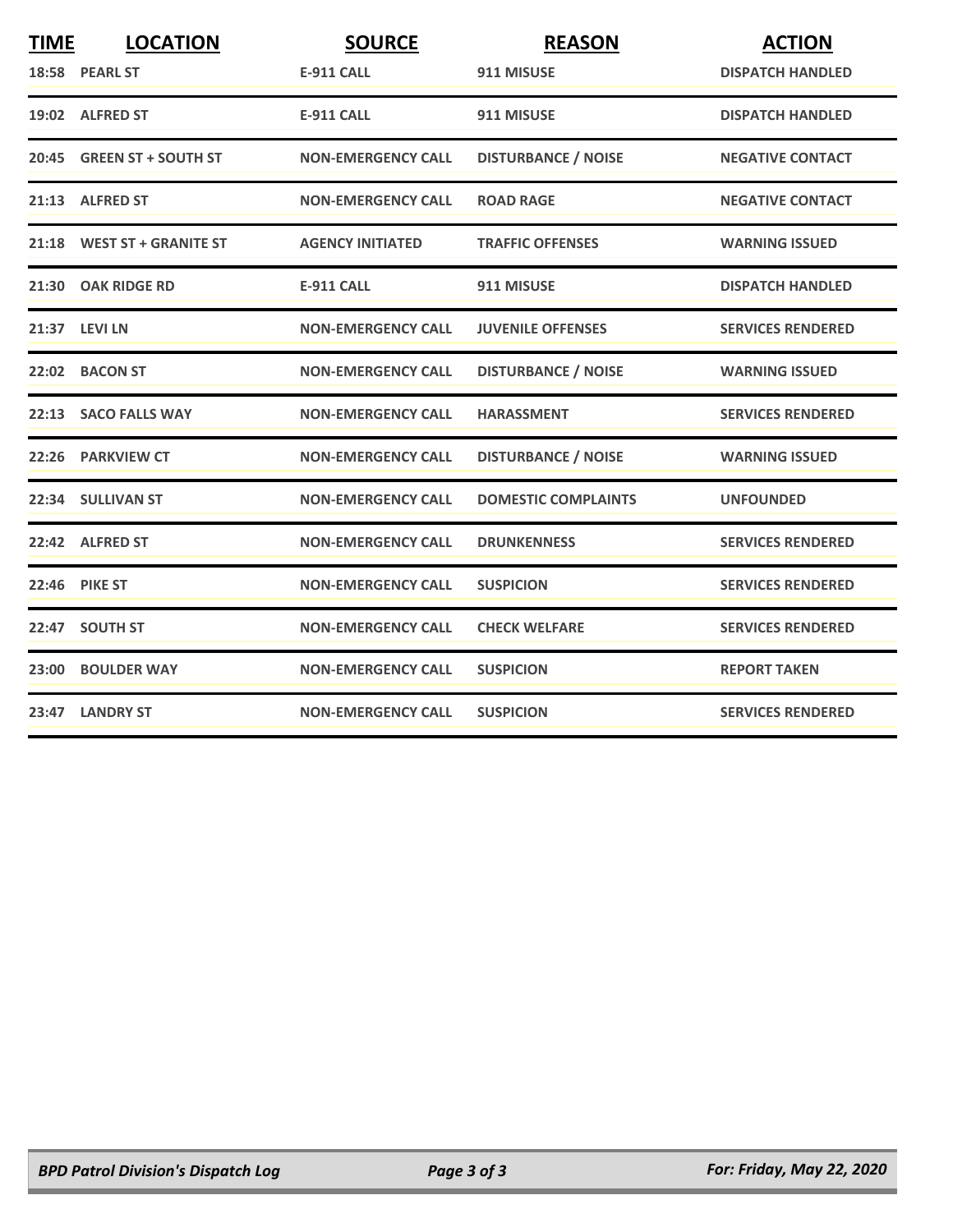| TIME | LOCATION | SOURCE | REASON | ACTION |
|---|---|---|---|---|
| 18:58 | PEARL ST | E-911 CALL | 911 MISUSE | DISPATCH HANDLED |
| 19:02 | ALFRED ST | E-911 CALL | 911 MISUSE | DISPATCH HANDLED |
| 20:45 | GREEN ST + SOUTH ST | NON-EMERGENCY CALL | DISTURBANCE / NOISE | NEGATIVE CONTACT |
| 21:13 | ALFRED ST | NON-EMERGENCY CALL | ROAD RAGE | NEGATIVE CONTACT |
| 21:18 | WEST ST + GRANITE ST | AGENCY INITIATED | TRAFFIC OFFENSES | WARNING ISSUED |
| 21:30 | OAK RIDGE RD | E-911 CALL | 911 MISUSE | DISPATCH HANDLED |
| 21:37 | LEVI LN | NON-EMERGENCY CALL | JUVENILE OFFENSES | SERVICES RENDERED |
| 22:02 | BACON ST | NON-EMERGENCY CALL | DISTURBANCE / NOISE | WARNING ISSUED |
| 22:13 | SACO FALLS WAY | NON-EMERGENCY CALL | HARASSMENT | SERVICES RENDERED |
| 22:26 | PARKVIEW CT | NON-EMERGENCY CALL | DISTURBANCE / NOISE | WARNING ISSUED |
| 22:34 | SULLIVAN ST | NON-EMERGENCY CALL | DOMESTIC COMPLAINTS | UNFOUNDED |
| 22:42 | ALFRED ST | NON-EMERGENCY CALL | DRUNKENNESS | SERVICES RENDERED |
| 22:46 | PIKE ST | NON-EMERGENCY CALL | SUSPICION | SERVICES RENDERED |
| 22:47 | SOUTH ST | NON-EMERGENCY CALL | CHECK WELFARE | SERVICES RENDERED |
| 23:00 | BOULDER WAY | NON-EMERGENCY CALL | SUSPICION | REPORT TAKEN |
| 23:47 | LANDRY ST | NON-EMERGENCY CALL | SUSPICION | SERVICES RENDERED |